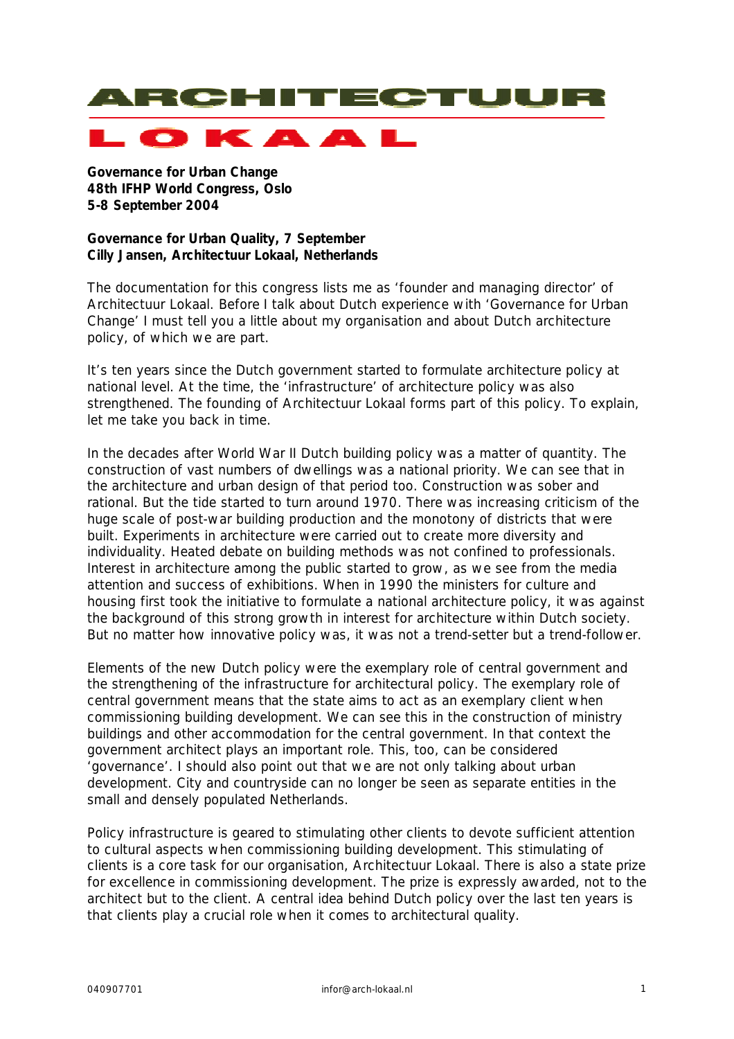# ARCHITECTUUR LOKAAL

**Governance for Urban Change**
**48th IFHP World Congress, Oslo**
**5-8 September 2004**

**Governance for Urban Quality, 7 September**
**Cilly Jansen, Architectuur Lokaal, Netherlands**

The documentation for this congress lists me as 'founder and managing director' of Architectuur Lokaal. Before I talk about Dutch experience with 'Governance for Urban Change' I must tell you a little about my organisation and about Dutch architecture policy, of which we are part.

It's ten years since the Dutch government started to formulate architecture policy at national level. At the time, the 'infrastructure' of architecture policy was also strengthened. The founding of Architectuur Lokaal forms part of this policy. To explain, let me take you back in time.

In the decades after World War II Dutch building policy was a matter of quantity. The construction of vast numbers of dwellings was a national priority. We can see that in the architecture and urban design of that period too. Construction was sober and rational. But the tide started to turn around 1970. There was increasing criticism of the huge scale of post-war building production and the monotony of districts that were built. Experiments in architecture were carried out to create more diversity and individuality. Heated debate on building methods was not confined to professionals. Interest in architecture among the public started to grow, as we see from the media attention and success of exhibitions. When in 1990 the ministers for culture and housing first took the initiative to formulate a national architecture policy, it was against the background of this strong growth in interest for architecture within Dutch society. But no matter how innovative policy was, it was not a trend-setter but a trend-follower.

Elements of the new Dutch policy were the exemplary role of central government and the strengthening of the infrastructure for architectural policy. The exemplary role of central government means that the state aims to act as an exemplary client when commissioning building development. We can see this in the construction of ministry buildings and other accommodation for the central government. In that context the government architect plays an important role. This, too, can be considered 'governance'. I should also point out that we are not only talking about urban development. City and countryside can no longer be seen as separate entities in the small and densely populated Netherlands.

Policy infrastructure is geared to stimulating other clients to devote sufficient attention to cultural aspects when commissioning building development. This stimulating of clients is a core task for our organisation, Architectuur Lokaal. There is also a state prize for excellence in commissioning development. The prize is expressly awarded, not to the architect but to the client. A central idea behind Dutch policy over the last ten years is that clients play a crucial role when it comes to architectural quality.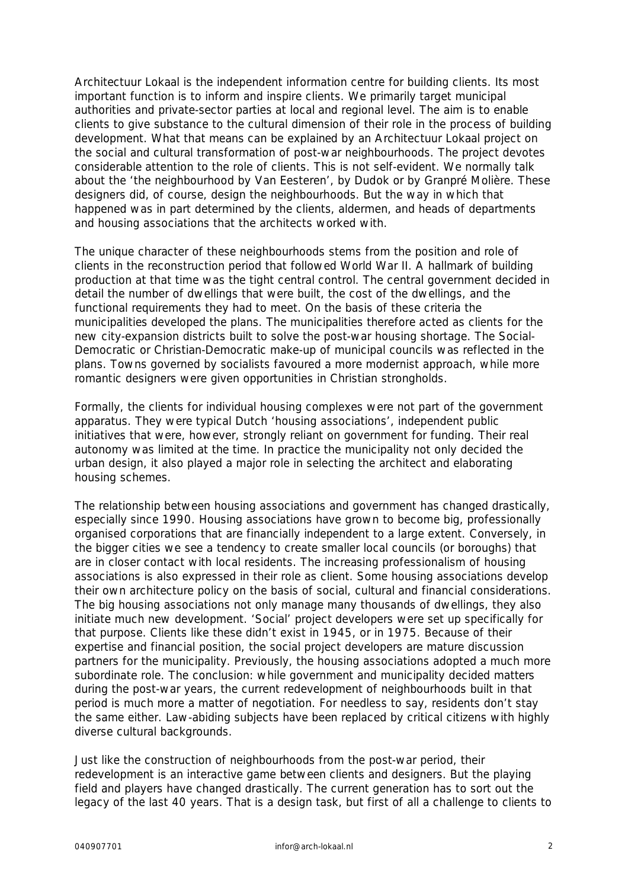Architectuur Lokaal is the independent information centre for building clients. Its most important function is to inform and inspire clients. We primarily target municipal authorities and private-sector parties at local and regional level. The aim is to enable clients to give substance to the cultural dimension of their role in the process of building development. What that means can be explained by an Architectuur Lokaal project on the social and cultural transformation of post-war neighbourhoods. The project devotes considerable attention to the role of clients. This is not self-evident. We normally talk about the 'the neighbourhood by Van Eesteren', by Dudok or by Granpré Molière. These designers did, of course, design the neighbourhoods. But the way in which that happened was in part determined by the clients, aldermen, and heads of departments and housing associations that the architects worked with.

The unique character of these neighbourhoods stems from the position and role of clients in the reconstruction period that followed World War II. A hallmark of building production at that time was the tight central control. The central government decided in detail the number of dwellings that were built, the cost of the dwellings, and the functional requirements they had to meet. On the basis of these criteria the municipalities developed the plans. The municipalities therefore acted as clients for the new city-expansion districts built to solve the post-war housing shortage. The Social-Democratic or Christian-Democratic make-up of municipal councils was reflected in the plans. Towns governed by socialists favoured a more modernist approach, while more romantic designers were given opportunities in Christian strongholds.

Formally, the clients for individual housing complexes were not part of the government apparatus. They were typical Dutch 'housing associations', independent public initiatives that were, however, strongly reliant on government for funding. Their real autonomy was limited at the time. In practice the municipality not only decided the urban design, it also played a major role in selecting the architect and elaborating housing schemes.

The relationship between housing associations and government has changed drastically, especially since 1990. Housing associations have grown to become big, professionally organised corporations that are financially independent to a large extent. Conversely, in the bigger cities we see a tendency to create smaller local councils (or boroughs) that are in closer contact with local residents. The increasing professionalism of housing associations is also expressed in their role as client. Some housing associations develop their own architecture policy on the basis of social, cultural and financial considerations. The big housing associations not only manage many thousands of dwellings, they also initiate much new development. 'Social' project developers were set up specifically for that purpose. Clients like these didn't exist in 1945, or in 1975. Because of their expertise and financial position, the social project developers are mature discussion partners for the municipality. Previously, the housing associations adopted a much more subordinate role. The conclusion: while government and municipality decided matters during the post-war years, the current redevelopment of neighbourhoods built in that period is much more a matter of negotiation. For needless to say, residents don't stay the same either. Law-abiding subjects have been replaced by critical citizens with highly diverse cultural backgrounds.

Just like the construction of neighbourhoods from the post-war period, their redevelopment is an interactive game between clients and designers. But the playing field and players have changed drastically. The current generation has to sort out the legacy of the last 40 years. That is a design task, but first of all a challenge to clients to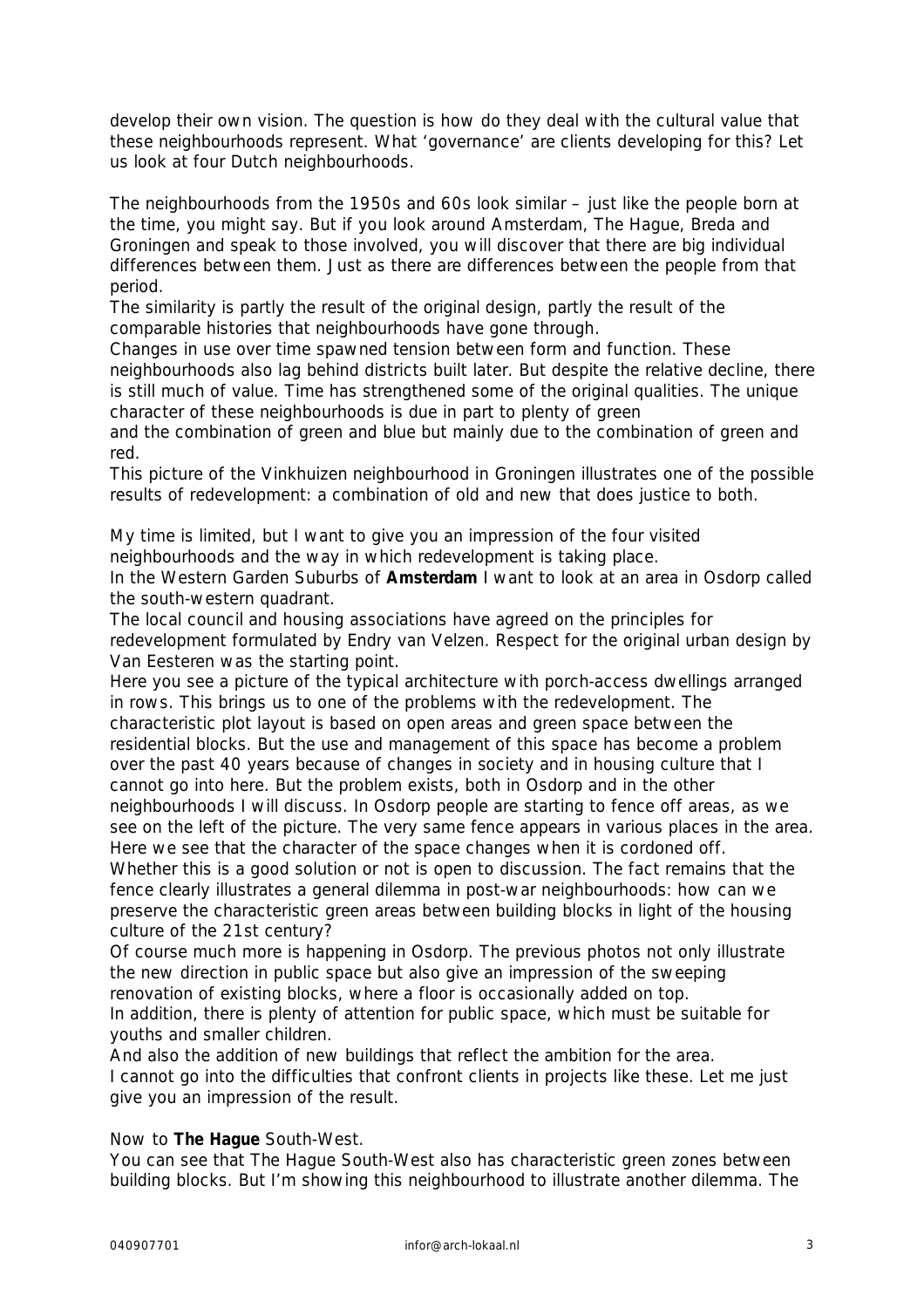develop their own vision. The question is how do they deal with the cultural value that these neighbourhoods represent. What 'governance' are clients developing for this? Let us look at four Dutch neighbourhoods.

The neighbourhoods from the 1950s and 60s look similar – just like the people born at the time, you might say. But if you look around Amsterdam, The Hague, Breda and Groningen and speak to those involved, you will discover that there are big individual differences between them. Just as there are differences between the people from that period.

The similarity is partly the result of the original design, partly the result of the comparable histories that neighbourhoods have gone through.

Changes in use over time spawned tension between form and function. These neighbourhoods also lag behind districts built later. But despite the relative decline, there is still much of value. Time has strengthened some of the original qualities. The unique character of these neighbourhoods is due in part to plenty of green and the combination of green and blue but mainly due to the combination of green and red.

This picture of the Vinkhuizen neighbourhood in Groningen illustrates one of the possible results of redevelopment: a combination of old and new that does justice to both.

My time is limited, but I want to give you an impression of the four visited neighbourhoods and the way in which redevelopment is taking place.

In the Western Garden Suburbs of **Amsterdam** I want to look at an area in Osdorp called the south-western quadrant.

The local council and housing associations have agreed on the principles for redevelopment formulated by Endry van Velzen. Respect for the original urban design by Van Eesteren was the starting point.

Here you see a picture of the typical architecture with porch-access dwellings arranged in rows. This brings us to one of the problems with the redevelopment. The characteristic plot layout is based on open areas and green space between the residential blocks. But the use and management of this space has become a problem over the past 40 years because of changes in society and in housing culture that I cannot go into here. But the problem exists, both in Osdorp and in the other neighbourhoods I will discuss. In Osdorp people are starting to fence off areas, as we see on the left of the picture. The very same fence appears in various places in the area. Here we see that the character of the space changes when it is cordoned off. Whether this is a good solution or not is open to discussion. The fact remains that the fence clearly illustrates a general dilemma in post-war neighbourhoods: how can we preserve the characteristic green areas between building blocks in light of the housing culture of the 21st century?

Of course much more is happening in Osdorp. The previous photos not only illustrate the new direction in public space but also give an impression of the sweeping renovation of existing blocks, where a floor is occasionally added on top.

In addition, there is plenty of attention for public space, which must be suitable for youths and smaller children.

And also the addition of new buildings that reflect the ambition for the area.

I cannot go into the difficulties that confront clients in projects like these. Let me just give you an impression of the result.

Now to **The Hague** South-West.

You can see that The Hague South-West also has characteristic green zones between building blocks. But I'm showing this neighbourhood to illustrate another dilemma. The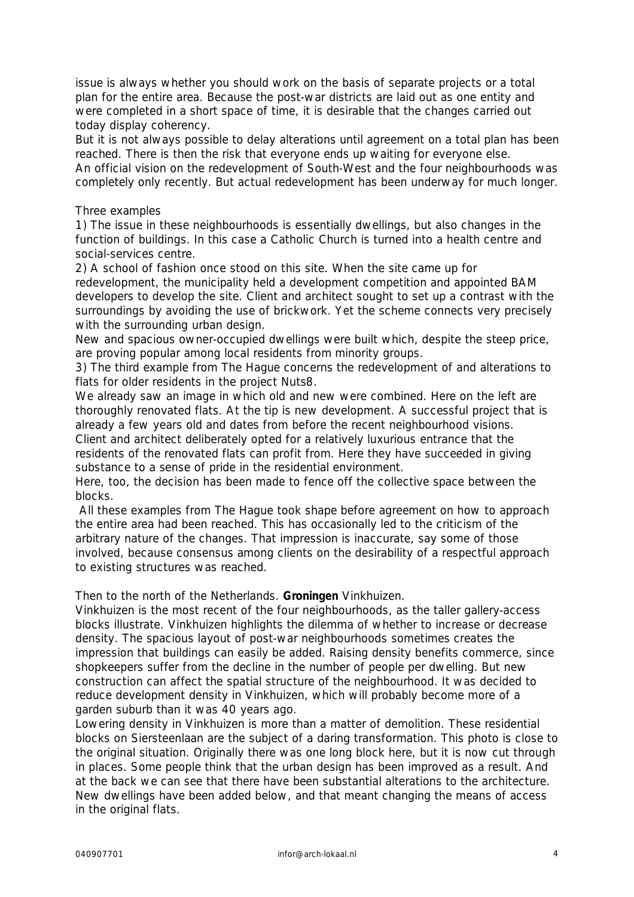issue is always whether you should work on the basis of separate projects or a total plan for the entire area. Because the post-war districts are laid out as one entity and were completed in a short space of time, it is desirable that the changes carried out today display coherency.

But it is not always possible to delay alterations until agreement on a total plan has been reached. There is then the risk that everyone ends up waiting for everyone else.

An official vision on the redevelopment of South-West and the four neighbourhoods was completely only recently. But actual redevelopment has been underway for much longer.

Three examples

1) The issue in these neighbourhoods is essentially dwellings, but also changes in the function of buildings. In this case a Catholic Church is turned into a health centre and social-services centre.

2) A school of fashion once stood on this site. When the site came up for redevelopment, the municipality held a development competition and appointed BAM developers to develop the site. Client and architect sought to set up a contrast with the surroundings by avoiding the use of brickwork. Yet the scheme connects very precisely with the surrounding urban design.

New and spacious owner-occupied dwellings were built which, despite the steep price, are proving popular among local residents from minority groups.

3) The third example from The Hague concerns the redevelopment of and alterations to flats for older residents in the project Nuts8.

We already saw an image in which old and new were combined. Here on the left are thoroughly renovated flats. At the tip is new development. A successful project that is already a few years old and dates from before the recent neighbourhood visions.

Client and architect deliberately opted for a relatively luxurious entrance that the residents of the renovated flats can profit from. Here they have succeeded in giving substance to a sense of pride in the residential environment.

Here, too, the decision has been made to fence off the collective space between the blocks.

All these examples from The Hague took shape before agreement on how to approach the entire area had been reached. This has occasionally led to the criticism of the arbitrary nature of the changes. That impression is inaccurate, say some of those involved, because consensus among clients on the desirability of a respectful approach to existing structures was reached.

Then to the north of the Netherlands. **Groningen** Vinkhuizen.

Vinkhuizen is the most recent of the four neighbourhoods, as the taller gallery-access blocks illustrate. Vinkhuizen highlights the dilemma of whether to increase or decrease density. The spacious layout of post-war neighbourhoods sometimes creates the impression that buildings can easily be added. Raising density benefits commerce, since shopkeepers suffer from the decline in the number of people per dwelling. But new construction can affect the spatial structure of the neighbourhood. It was decided to reduce development density in Vinkhuizen, which will probably become more of a garden suburb than it was 40 years ago.

Lowering density in Vinkhuizen is more than a matter of demolition. These residential blocks on Siersteenlaan are the subject of a daring transformation. This photo is close to the original situation. Originally there was one long block here, but it is now cut through in places. Some people think that the urban design has been improved as a result. And at the back we can see that there have been substantial alterations to the architecture. New dwellings have been added below, and that meant changing the means of access in the original flats.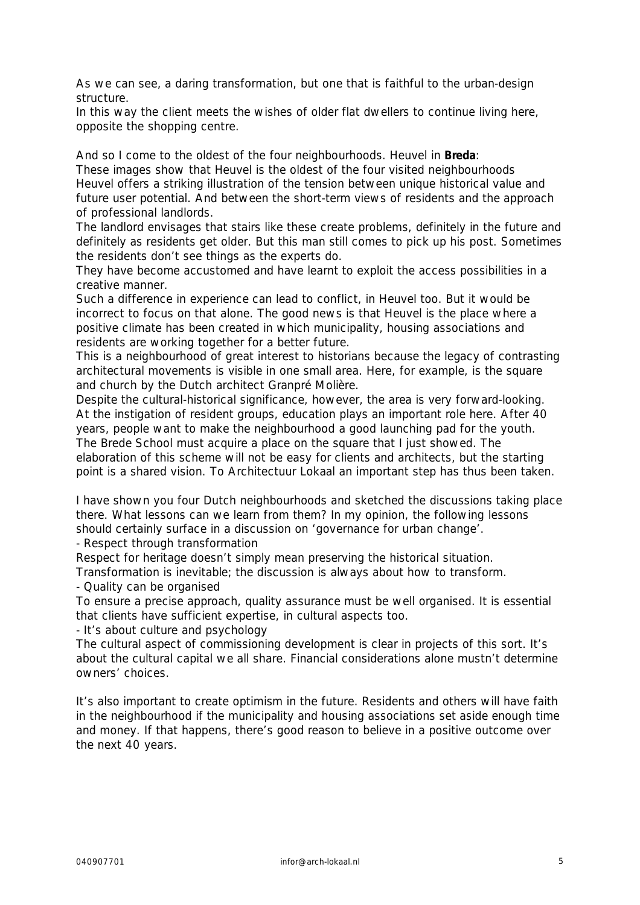As we can see, a daring transformation, but one that is faithful to the urban-design structure.
In this way the client meets the wishes of older flat dwellers to continue living here, opposite the shopping centre.

And so I come to the oldest of the four neighbourhoods. Heuvel in **Breda**:
These images show that Heuvel is the oldest of the four visited neighbourhoods
Heuvel offers a striking illustration of the tension between unique historical value and future user potential. And between the short-term views of residents and the approach of professional landlords.
The landlord envisages that stairs like these create problems, definitely in the future and definitely as residents get older. But this man still comes to pick up his post. Sometimes the residents don't see things as the experts do.
They have become accustomed and have learnt to exploit the access possibilities in a creative manner.
Such a difference in experience can lead to conflict, in Heuvel too. But it would be incorrect to focus on that alone. The good news is that Heuvel is the place where a positive climate has been created in which municipality, housing associations and residents are working together for a better future.
This is a neighbourhood of great interest to historians because the legacy of contrasting architectural movements is visible in one small area. Here, for example, is the square and church by the Dutch architect Granpré Molière.
Despite the cultural-historical significance, however, the area is very forward-looking. At the instigation of resident groups, education plays an important role here. After 40 years, people want to make the neighbourhood a good launching pad for the youth.
The Brede School must acquire a place on the square that I just showed. The elaboration of this scheme will not be easy for clients and architects, but the starting point is a shared vision. To Architectuur Lokaal an important step has thus been taken.

I have shown you four Dutch neighbourhoods and sketched the discussions taking place there. What lessons can we learn from them? In my opinion, the following lessons should certainly surface in a discussion on 'governance for urban change'.

- Respect through transformation

Respect for heritage doesn't simply mean preserving the historical situation.
Transformation is inevitable; the discussion is always about how to transform.

- Quality can be organised

To ensure a precise approach, quality assurance must be well organised. It is essential that clients have sufficient expertise, in cultural aspects too.

- It's about culture and psychology

The cultural aspect of commissioning development is clear in projects of this sort. It's about the cultural capital we all share. Financial considerations alone mustn't determine owners' choices.

It's also important to create optimism in the future. Residents and others will have faith in the neighbourhood if the municipality and housing associations set aside enough time and money. If that happens, there's good reason to believe in a positive outcome over the next 40 years.